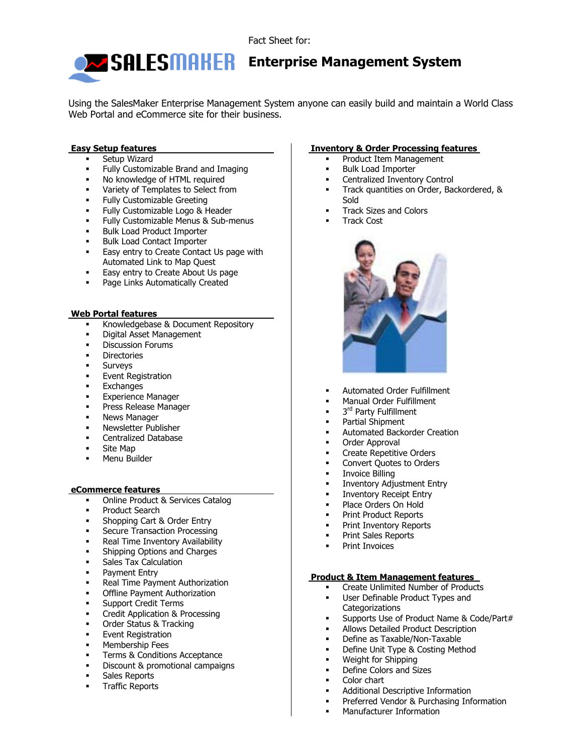Fact Sheet for:

# SALESMAKER Enterprise Management System

Using the SalesMaker Enterprise Management System anyone can easily build and maintain a World Class Web Portal and eCommerce site for their business.

## Easy Setup features

- Setup Wizard
- Fully Customizable Brand and Imaging
- No knowledge of HTML required
- Variety of Templates to Select from
- Fully Customizable Greeting
- Fully Customizable Logo & Header
- Fully Customizable Menus & Sub-menus
- Bulk Load Product Importer
- Bulk Load Contact Importer
- Easy entry to Create Contact Us page with Automated Link to Map Quest
- Easy entry to Create About Us page
- Page Links Automatically Created

## Web Portal features

- Knowledgebase & Document Repository
- Digital Asset Management
- Discussion Forums
- Directories
- Surveys
- Event Registration
- Exchanges
- Experience Manager
- Press Release Manager
- News Manager
- Newsletter Publisher
- Centralized Database
- Site Map
- Menu Builder

## eCommerce features

- Online Product & Services Catalog
- Product Search
- Shopping Cart & Order Entry
- Secure Transaction Processing
- Real Time Inventory Availability
- Shipping Options and Charges
- Sales Tax Calculation
- Payment Entry
- Real Time Payment Authorization
- Offline Payment Authorization
- Support Credit Terms
- Credit Application & Processing
- Order Status & Tracking
- Event Registration
- Membership Fees
- Terms & Conditions Acceptance
- Discount & promotional campaigns
- Sales Reports
- Traffic Reports

## Inventory & Order Processing features

- Product Item Management
- Bulk Load Importer
- Centralized Inventory Control
- Track quantities on Order, Backordered, & Sold
- Track Sizes and Colors
- Track Cost
- Automated Order Fulfillment
- Manual Order Fulfillment
- 3rd Party Fulfillment
- Partial Shipment
- Automated Backorder Creation
- Order Approval
- Create Repetitive Orders
- Convert Quotes to Orders
- Invoice Billing
- Inventory Adjustment Entry
- Inventory Receipt Entry
- Place Orders On Hold
- Print Product Reports
- Print Inventory Reports
- Print Sales Reports
- Print Invoices

## Product & Item Management features

- Create Unlimited Number of Products
- User Definable Product Types and Categorizations
- Supports Use of Product Name & Code/Part#
- Allows Detailed Product Description
- Define as Taxable/Non-Taxable
- Define Unit Type & Costing Method
- Weight for Shipping
- Define Colors and Sizes
- Color chart
- Additional Descriptive Information
- Preferred Vendor & Purchasing Information
- Manufacturer Information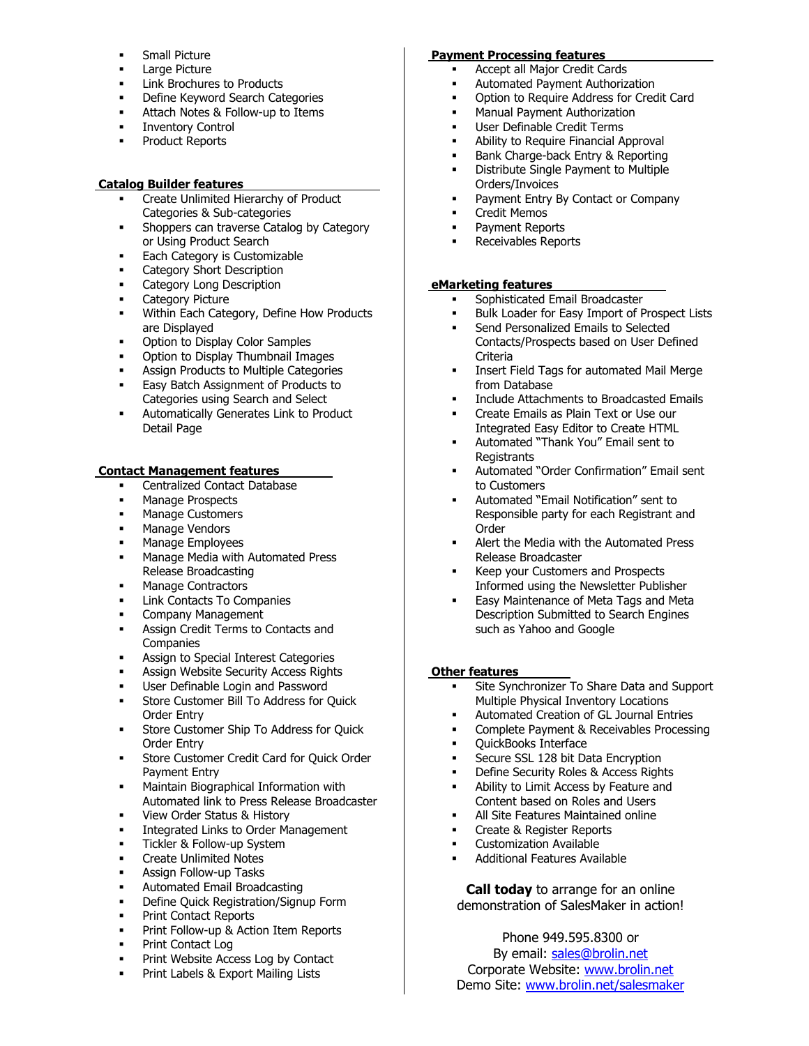- Small Picture
- Large Picture
- Link Brochures to Products
- Define Keyword Search Categories
- Attach Notes & Follow-up to Items
- Inventory Control
- Product Reports

**Catalog Builder features**

- Create Unlimited Hierarchy of Product Categories & Sub-categories
- Shoppers can traverse Catalog by Category or Using Product Search
- Each Category is Customizable
- Category Short Description
- Category Long Description
- Category Picture
- Within Each Category, Define How Products are Displayed
- Option to Display Color Samples
- Option to Display Thumbnail Images
- Assign Products to Multiple Categories
- Easy Batch Assignment of Products to Categories using Search and Select
- Automatically Generates Link to Product Detail Page

**Contact Management features**

- Centralized Contact Database
- Manage Prospects
- Manage Customers
- Manage Vendors
- Manage Employees
- Manage Media with Automated Press Release Broadcasting
- Manage Contractors
- Link Contacts To Companies
- Company Management
- Assign Credit Terms to Contacts and Companies
- Assign to Special Interest Categories
- Assign Website Security Access Rights
- User Definable Login and Password
- Store Customer Bill To Address for Quick Order Entry
- Store Customer Ship To Address for Quick Order Entry
- Store Customer Credit Card for Quick Order Payment Entry
- Maintain Biographical Information with Automated link to Press Release Broadcaster
- View Order Status & History
- Integrated Links to Order Management
- Tickler & Follow-up System
- Create Unlimited Notes
- Assign Follow-up Tasks
- Automated Email Broadcasting
- Define Quick Registration/Signup Form
- Print Contact Reports
- Print Follow-up & Action Item Reports
- Print Contact Log
- Print Website Access Log by Contact
- Print Labels & Export Mailing Lists

**Payment Processing features**

- Accept all Major Credit Cards
- Automated Payment Authorization
- Option to Require Address for Credit Card
- Manual Payment Authorization
- User Definable Credit Terms
- Ability to Require Financial Approval
- Bank Charge-back Entry & Reporting
- Distribute Single Payment to Multiple Orders/Invoices
- Payment Entry By Contact or Company
- Credit Memos
- Payment Reports
- Receivables Reports

**eMarketing features**

- Sophisticated Email Broadcaster
- Bulk Loader for Easy Import of Prospect Lists
- Send Personalized Emails to Selected Contacts/Prospects based on User Defined Criteria
- Insert Field Tags for automated Mail Merge from Database
- Include Attachments to Broadcasted Emails
- Create Emails as Plain Text or Use our Integrated Easy Editor to Create HTML
- Automated "Thank You" Email sent to Registrants
- Automated "Order Confirmation" Email sent to Customers
- Automated "Email Notification" sent to Responsible party for each Registrant and Order
- Alert the Media with the Automated Press Release Broadcaster
- Keep your Customers and Prospects Informed using the Newsletter Publisher
- Easy Maintenance of Meta Tags and Meta Description Submitted to Search Engines such as Yahoo and Google

**Other features**

- Site Synchronizer To Share Data and Support Multiple Physical Inventory Locations
- Automated Creation of GL Journal Entries
- Complete Payment & Receivables Processing
- QuickBooks Interface
- Secure SSL 128 bit Data Encryption
- Define Security Roles & Access Rights
- Ability to Limit Access by Feature and Content based on Roles and Users
- All Site Features Maintained online
- Create & Register Reports
- Customization Available
- Additional Features Available

**Call today** to arrange for an online demonstration of SalesMaker in action!

Phone 949.595.8300 or
By email: sales@brolin.net
Corporate Website: www.brolin.net
Demo Site: www.brolin.net/salesmaker